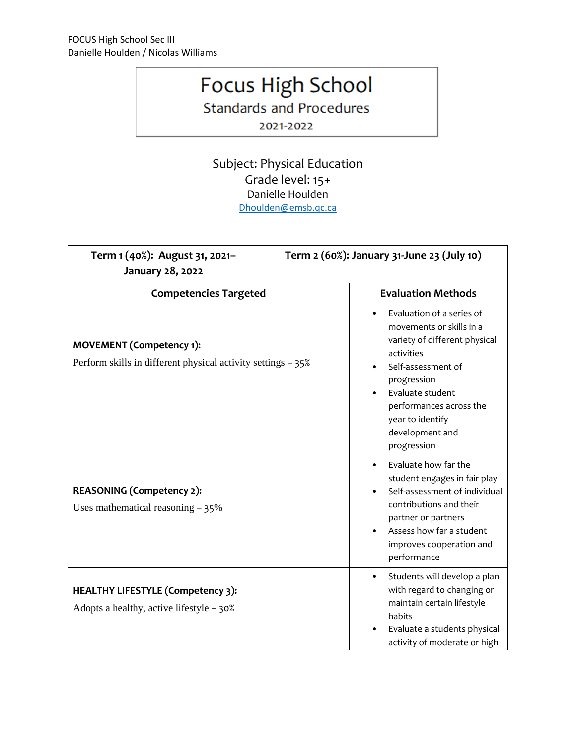FOCUS High School Sec III
Danielle Houlden / Nicolas Williams

# Focus High School

## Standards and Procedures

2021-2022

Subject: Physical Education
Grade level: 15+
Danielle Houlden
Dhoulden@emsb.qc.ca

| Term 1 (40%): August 31, 2021–January 28, 2022 | Term 2 (60%): January 31-June 23 (July 10) |
|---|---|
| **Competencies Targeted** | **Evaluation Methods** |
| **MOVEMENT (Competency 1):** Perform skills in different physical activity settings – 35% | • Evaluation of a series of movements or skills in a variety of different physical activities • Self-assessment of progression • Evaluate student performances across the year to identify development and progression |
| **REASONING (Competency 2):** Uses mathematical reasoning – 35% | • Evaluate how far the student engages in fair play • Self-assessment of individual contributions and their partner or partners • Assess how far a student improves cooperation and performance |
| **HEALTHY LIFESTYLE (Competency 3):** Adopts a healthy, active lifestyle – 30% | • Students will develop a plan with regard to changing or maintain certain lifestyle habits • Evaluate a students physical activity of moderate or high |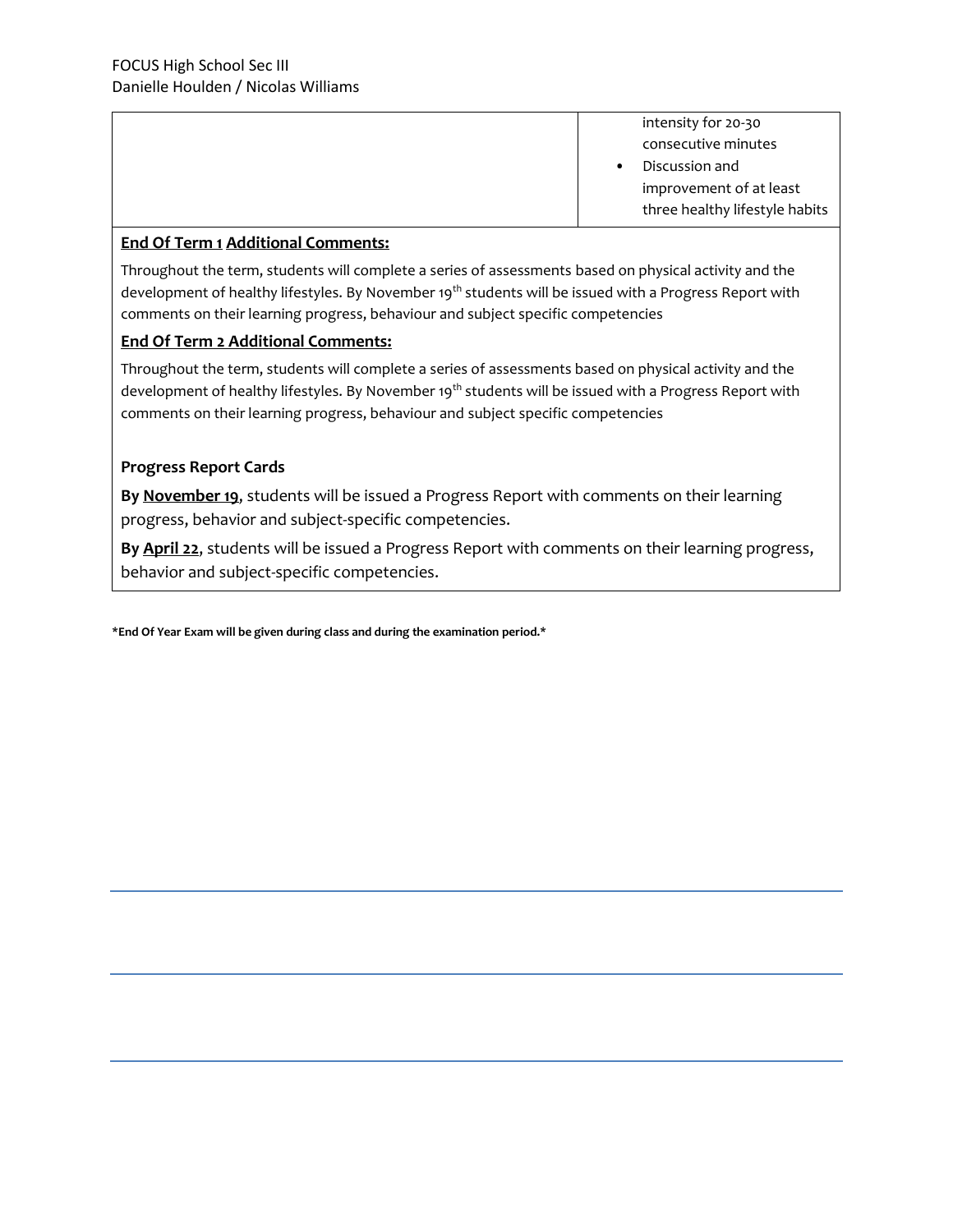| | |
|---|---|
| | intensity for 20-30 consecutive minutes<br>• Discussion and improvement of at least three healthy lifestyle habits |

**End Of Term 1 Additional Comments:**

Throughout the term, students will complete a series of assessments based on physical activity and the development of healthy lifestyles. By November 19th students will be issued with a Progress Report with comments on their learning progress, behaviour and subject specific competencies

**End Of Term 2 Additional Comments:**

Throughout the term, students will complete a series of assessments based on physical activity and the development of healthy lifestyles. By November 19th students will be issued with a Progress Report with comments on their learning progress, behaviour and subject specific competencies

**Progress Report Cards**

**By November 19**, students will be issued a Progress Report with comments on their learning progress, behavior and subject-specific competencies.

**By April 22**, students will be issued a Progress Report with comments on their learning progress, behavior and subject-specific competencies.

**\*End Of Year Exam will be given during class and during the examination period.\***